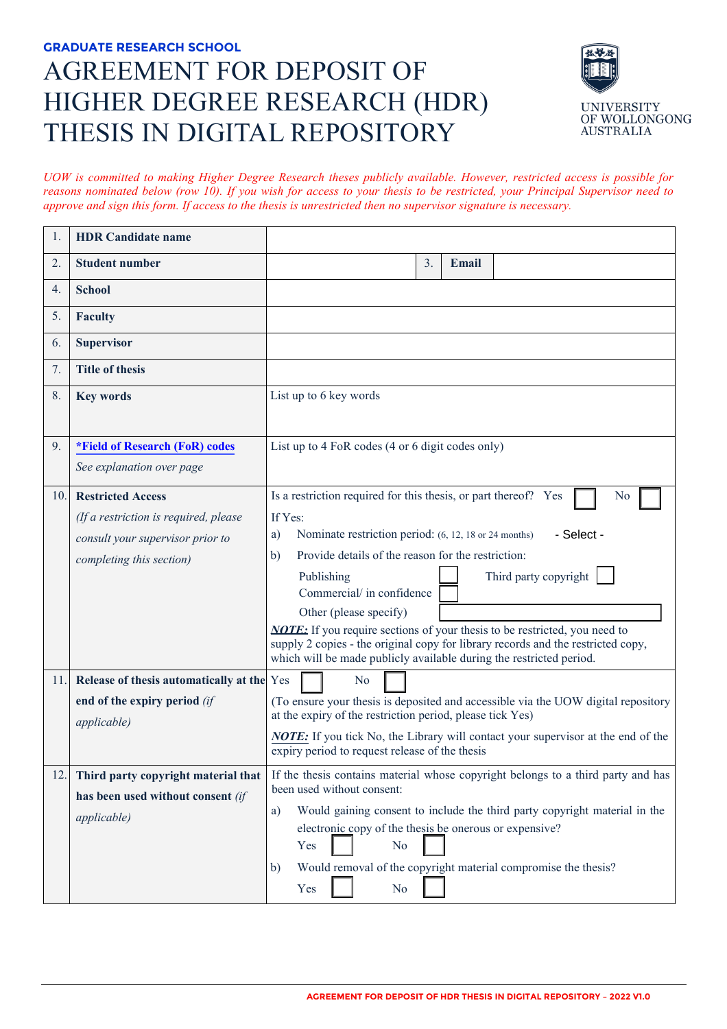**GRADUATE RESEARCH SCHOOL**

# AGREEMENT FOR DEPOSIT OF HIGHER DEGREE RESEARCH (HDR) THESIS IN DIGITAL REPOSITORY

UNIVERSITY OF WOLLONGONG AUSTRALIA

*UOW is committed to making Higher Degree Research theses publicly available. However, restricted access is possible for reasons nominated below (row 10). If you wish for access to your thesis to be restricted, your Principal Supervisor need to approve and sign this form. If access to the thesis is unrestricted then no supervisor signature is necessary.*

| | | |
|---|---|---|
| 1. | **HDR Candidate name** | |
| 2. | **Student number** | 3. **Email** |
| 4. | **School** | |
| 5. | **Faculty** | |
| 6. | **Supervisor** | |
| 7. | **Title of thesis** | |
| 8. | **Key words** | List up to 6 key words |
| 9. | **\*Field of Research (FoR) codes**<br>*See explanation over page* | List up to 4 FoR codes (4 or 6 digit codes only) |
| 10. | **Restricted Access**<br>*(If a restriction is required, please consult your supervisor prior to completing this section)* | Is a restriction required for this thesis, or part thereof? Yes ☐ No ☐<br>If Yes:<br>a) Nominate restriction period: (6, 12, 18 or 24 months) - Select -<br>b) Provide details of the reason for the restriction:<br>Publishing ☐ Third party copyright ☐<br>Commercial/ in confidence ☐<br>Other (please specify) ________<br>***NOTE:*** If you require sections of your thesis to be restricted, you need to supply 2 copies - the original copy for library records and the restricted copy, which will be made publicly available during the restricted period. |
| 11. | **Release of thesis automatically at the end of the expiry period** *(if applicable)* | Yes ☐ No ☐<br>(To ensure your thesis is deposited and accessible via the UOW digital repository at the expiry of the restriction period, please tick Yes)<br>***NOTE:*** If you tick No, the Library will contact your supervisor at the end of the expiry period to request release of the thesis |
| 12. | **Third party copyright material that has been used without consent** *(if applicable)* | If the thesis contains material whose copyright belongs to a third party and has been used without consent:<br>a) Would gaining consent to include the third party copyright material in the electronic copy of the thesis be onerous or expensive?<br>Yes ☐ No ☐<br>b) Would removal of the copyright material compromise the thesis?<br>Yes ☐ No ☐ |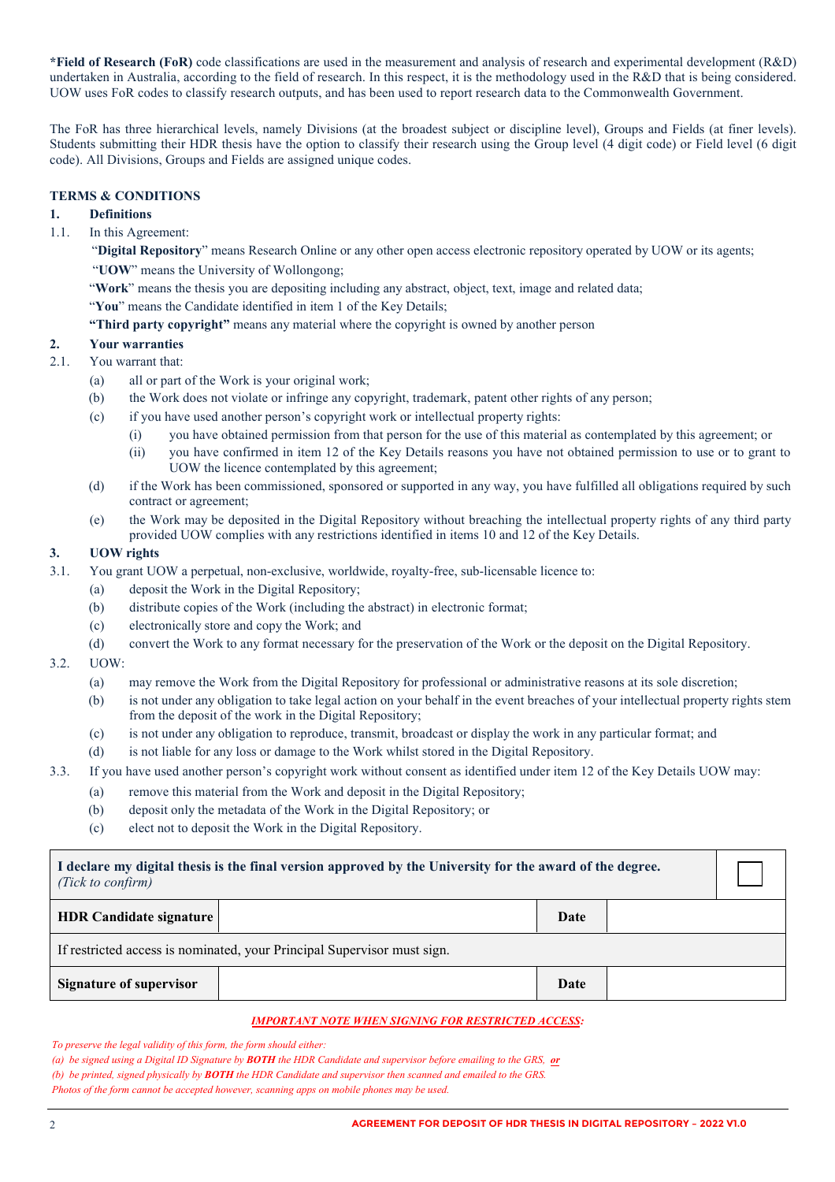**\*Field of Research (FoR)** code classifications are used in the measurement and analysis of research and experimental development (R&D) undertaken in Australia, according to the field of research. In this respect, it is the methodology used in the R&D that is being considered. UOW uses FoR codes to classify research outputs, and has been used to report research data to the Commonwealth Government.

The FoR has three hierarchical levels, namely Divisions (at the broadest subject or discipline level), Groups and Fields (at finer levels). Students submitting their HDR thesis have the option to classify their research using the Group level (4 digit code) or Field level (6 digit code). All Divisions, Groups and Fields are assigned unique codes.

## TERMS & CONDITIONS

### 1. Definitions

1.1. In this Agreement:

"**Digital Repository**" means Research Online or any other open access electronic repository operated by UOW or its agents;

"**UOW**" means the University of Wollongong;

"**Work**" means the thesis you are depositing including any abstract, object, text, image and related data;

"**You**" means the Candidate identified in item 1 of the Key Details;

**"Third party copyright"** means any material where the copyright is owned by another person

### 2. Your warranties

2.1. You warrant that:

- (a) all or part of the Work is your original work;
- (b) the Work does not violate or infringe any copyright, trademark, patent other rights of any person;
- (c) if you have used another person's copyright work or intellectual property rights:
  - (i) you have obtained permission from that person for the use of this material as contemplated by this agreement; or
  - (ii) you have confirmed in item 12 of the Key Details reasons you have not obtained permission to use or to grant to UOW the licence contemplated by this agreement;
- (d) if the Work has been commissioned, sponsored or supported in any way, you have fulfilled all obligations required by such contract or agreement;
- (e) the Work may be deposited in the Digital Repository without breaching the intellectual property rights of any third party provided UOW complies with any restrictions identified in items 10 and 12 of the Key Details.

### 3. UOW rights

3.1. You grant UOW a perpetual, non-exclusive, worldwide, royalty-free, sub-licensable licence to:

- (a) deposit the Work in the Digital Repository;
- (b) distribute copies of the Work (including the abstract) in electronic format;
- (c) electronically store and copy the Work; and
- (d) convert the Work to any format necessary for the preservation of the Work or the deposit on the Digital Repository.

3.2. UOW:

- (a) may remove the Work from the Digital Repository for professional or administrative reasons at its sole discretion;
- (b) is not under any obligation to take legal action on your behalf in the event breaches of your intellectual property rights stem from the deposit of the work in the Digital Repository;
- (c) is not under any obligation to reproduce, transmit, broadcast or display the work in any particular format; and
- (d) is not liable for any loss or damage to the Work whilst stored in the Digital Repository.

3.3. If you have used another person's copyright work without consent as identified under item 12 of the Key Details UOW may:

- (a) remove this material from the Work and deposit in the Digital Repository;
- (b) deposit only the metadata of the Work in the Digital Repository; or
- (c) elect not to deposit the Work in the Digital Repository.

| | | | |
|---|---|---|---|
| **I declare my digital thesis is the final version approved by the University for the award of the degree.** *(Tick to confirm)* | | | ☐ |
| **HDR Candidate signature** | | **Date** | |
| If restricted access is nominated, your Principal Supervisor must sign. | | | |
| **Signature of supervisor** | | **Date** | |

***IMPORTANT NOTE WHEN SIGNING FOR RESTRICTED ACCESS:***

*To preserve the legal validity of this form, the form should either:*

*(a) be signed using a Digital ID Signature by **BOTH** the HDR Candidate and supervisor before emailing to the GRS, **or***

*(b) be printed, signed physically by **BOTH** the HDR Candidate and supervisor then scanned and emailed to the GRS.*

*Photos of the form cannot be accepted however, scanning apps on mobile phones may be used.*